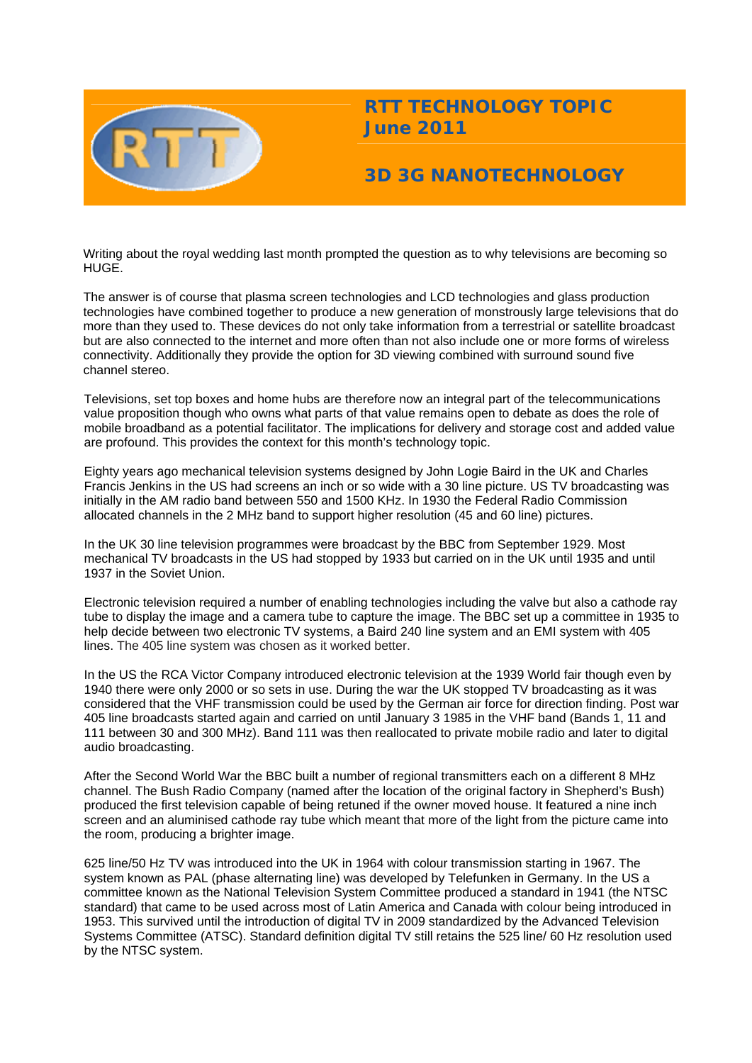# RTT TECHNOLOGY TOPIC June 2011

## 3D 3G NANOTECHNOLOGY

Writing about the royal wedding last month prompted the question as to why televisions are becoming so HUGE.

The answer is of course that plasma screen technologies and LCD technologies and glass production technologies have combined together to produce a new generation of monstrously large televisions that do more than they used to. These devices do not only take information from a terrestrial or satellite broadcast but are also connected to the internet and more often than not also include one or more forms of wireless connectivity. Additionally they provide the option for 3D viewing combined with surround sound five channel stereo.

Televisions, set top boxes and home hubs are therefore now an integral part of the telecommunications value proposition though who owns what parts of that value remains open to debate as does the role of mobile broadband as a potential facilitator. The implications for delivery and storage cost and added value are profound. This provides the context for this month's technology topic.

Eighty years ago mechanical television systems designed by John Logie Baird in the UK and Charles Francis Jenkins in the US had screens an inch or so wide with a 30 line picture. US TV broadcasting was initially in the AM radio band between 550 and 1500 KHz. In 1930 the Federal Radio Commission allocated channels in the 2 MHz band to support higher resolution (45 and 60 line) pictures.

In the UK 30 line television programmes were broadcast by the BBC from September 1929. Most mechanical TV broadcasts in the US had stopped by 1933 but carried on in the UK until 1935 and until 1937 in the Soviet Union.

Electronic television required a number of enabling technologies including the valve but also a cathode ray tube to display the image and a camera tube to capture the image. The BBC set up a committee in 1935 to help decide between two electronic TV systems, a Baird 240 line system and an EMI system with 405 lines. The 405 line system was chosen as it worked better.

In the US the RCA Victor Company introduced electronic television at the 1939 World fair though even by 1940 there were only 2000 or so sets in use. During the war the UK stopped TV broadcasting as it was considered that the VHF transmission could be used by the German air force for direction finding. Post war 405 line broadcasts started again and carried on until January 3 1985 in the VHF band (Bands 1, 11 and 111 between 30 and 300 MHz). Band 111 was then reallocated to private mobile radio and later to digital audio broadcasting.

After the Second World War the BBC built a number of regional transmitters each on a different 8 MHz channel. The Bush Radio Company (named after the location of the original factory in Shepherd's Bush) produced the first television capable of being retuned if the owner moved house. It featured a nine inch screen and an aluminised cathode ray tube which meant that more of the light from the picture came into the room, producing a brighter image.

625 line/50 Hz TV was introduced into the UK in 1964 with colour transmission starting in 1967. The system known as PAL (phase alternating line) was developed by Telefunken in Germany. In the US a committee known as the National Television System Committee produced a standard in 1941 (the NTSC standard) that came to be used across most of Latin America and Canada with colour being introduced in 1953. This survived until the introduction of digital TV in 2009 standardized by the Advanced Television Systems Committee (ATSC). Standard definition digital TV still retains the 525 line/ 60 Hz resolution used by the NTSC system.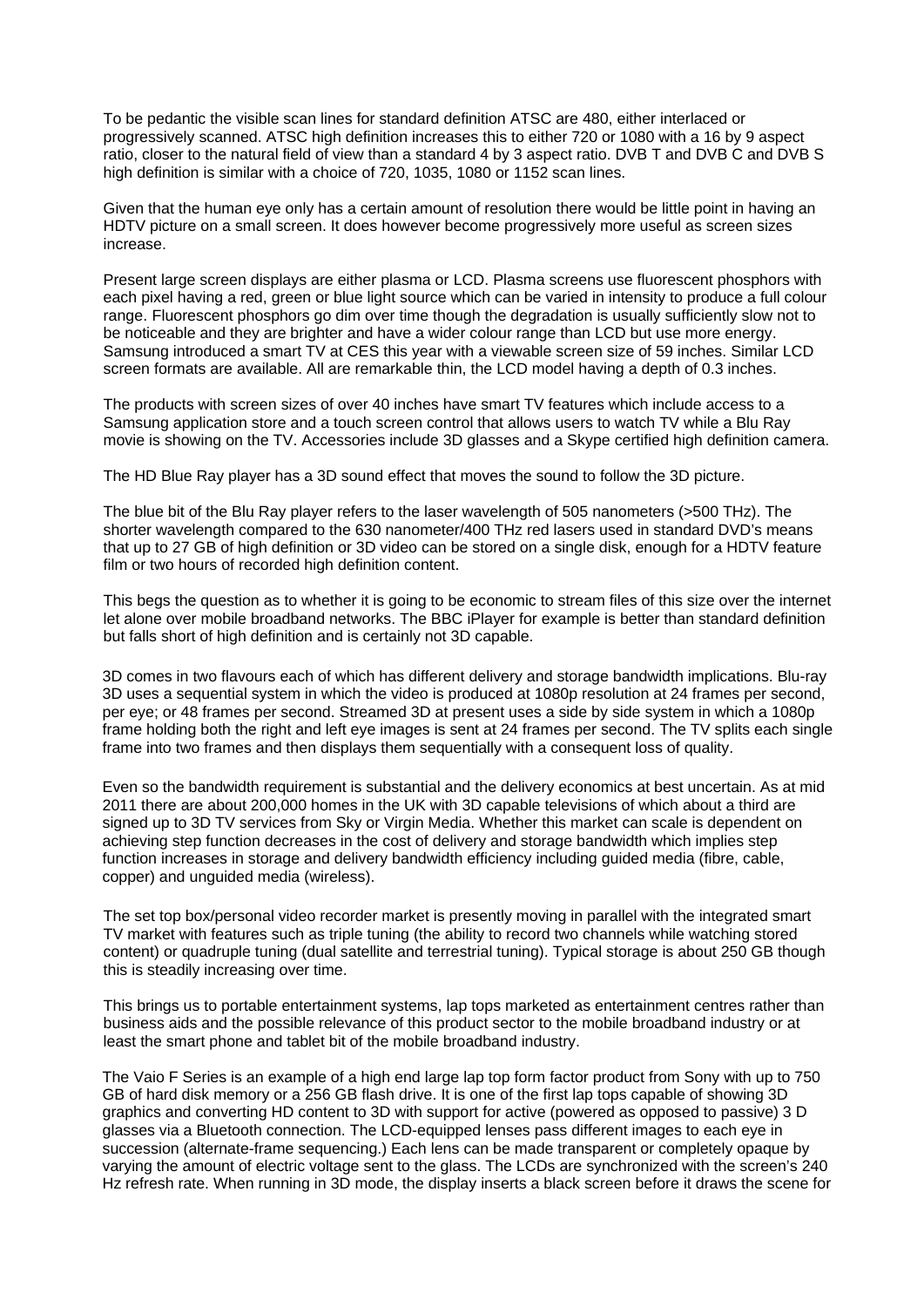To be pedantic the visible scan lines for standard definition ATSC are 480, either interlaced or progressively scanned. ATSC high definition increases this to either 720 or 1080 with a 16 by 9 aspect ratio, closer to the natural field of view than a standard 4 by 3 aspect ratio. DVB T and DVB C and DVB S high definition is similar with a choice of 720, 1035, 1080 or 1152 scan lines.

Given that the human eye only has a certain amount of resolution there would be little point in having an HDTV picture on a small screen. It does however become progressively more useful as screen sizes increase.

Present large screen displays are either plasma or LCD. Plasma screens use fluorescent phosphors with each pixel having a red, green or blue light source which can be varied in intensity to produce a full colour range. Fluorescent phosphors go dim over time though the degradation is usually sufficiently slow not to be noticeable and they are brighter and have a wider colour range than LCD but use more energy. Samsung introduced a smart TV at CES this year with a viewable screen size of 59 inches. Similar LCD screen formats are available. All are remarkable thin, the LCD model having a depth of 0.3 inches.

The products with screen sizes of over 40 inches have smart TV features which include access to a Samsung application store and a touch screen control that allows users to watch TV while a Blu Ray movie is showing on the TV. Accessories include 3D glasses and a Skype certified high definition camera.

The HD Blue Ray player has a 3D sound effect that moves the sound to follow the 3D picture.

The blue bit of the Blu Ray player refers to the laser wavelength of 505 nanometers (>500 THz). The shorter wavelength compared to the 630 nanometer/400 THz red lasers used in standard DVD's means that up to 27 GB of high definition or 3D video can be stored on a single disk, enough for a HDTV feature film or two hours of recorded high definition content.

This begs the question as to whether it is going to be economic to stream files of this size over the internet let alone over mobile broadband networks. The BBC iPlayer for example is better than standard definition but falls short of high definition and is certainly not 3D capable.

3D comes in two flavours each of which has different delivery and storage bandwidth implications. Blu-ray 3D uses a sequential system in which the video is produced at 1080p resolution at 24 frames per second, per eye; or 48 frames per second. Streamed 3D at present uses a side by side system in which a 1080p frame holding both the right and left eye images is sent at 24 frames per second. The TV splits each single frame into two frames and then displays them sequentially with a consequent loss of quality.

Even so the bandwidth requirement is substantial and the delivery economics at best uncertain. As at mid 2011 there are about 200,000 homes in the UK with 3D capable televisions of which about a third are signed up to 3D TV services from Sky or Virgin Media. Whether this market can scale is dependent on achieving step function decreases in the cost of delivery and storage bandwidth which implies step function increases in storage and delivery bandwidth efficiency including guided media (fibre, cable, copper) and unguided media (wireless).

The set top box/personal video recorder market is presently moving in parallel with the integrated smart TV market with features such as triple tuning (the ability to record two channels while watching stored content) or quadruple tuning (dual satellite and terrestrial tuning). Typical storage is about 250 GB though this is steadily increasing over time.

This brings us to portable entertainment systems, lap tops marketed as entertainment centres rather than business aids and the possible relevance of this product sector to the mobile broadband industry or at least the smart phone and tablet bit of the mobile broadband industry.

The Vaio F Series is an example of a high end large lap top form factor product from Sony with up to 750 GB of hard disk memory or a 256 GB flash drive. It is one of the first lap tops capable of showing 3D graphics and converting HD content to 3D with support for active (powered as opposed to passive) 3 D glasses via a Bluetooth connection. The LCD-equipped lenses pass different images to each eye in succession (alternate-frame sequencing.) Each lens can be made transparent or completely opaque by varying the amount of electric voltage sent to the glass. The LCDs are synchronized with the screen's 240 Hz refresh rate. When running in 3D mode, the display inserts a black screen before it draws the scene for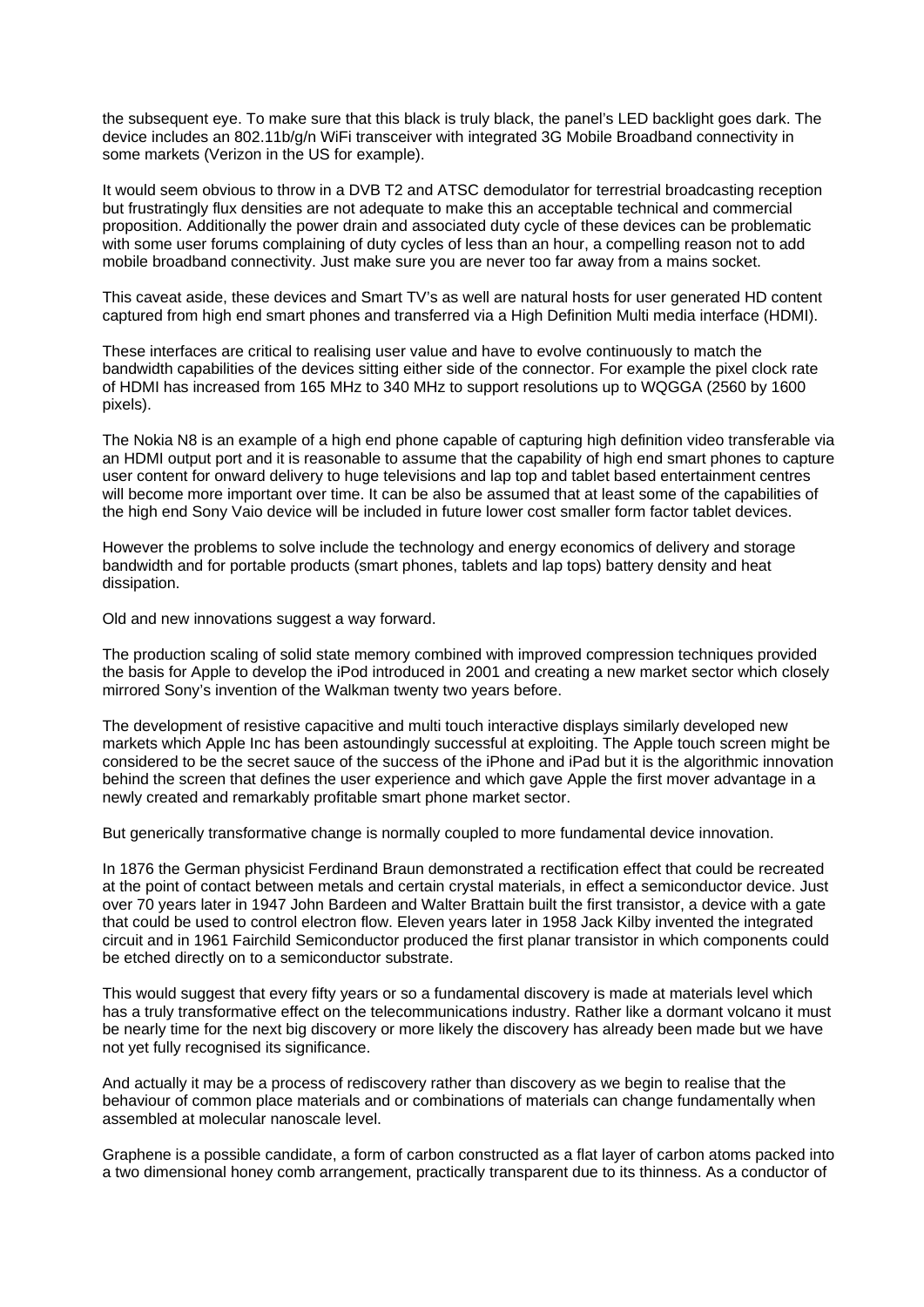the subsequent eye. To make sure that this black is truly black, the panel's LED backlight goes dark. The device includes an 802.11b/g/n WiFi transceiver with integrated 3G Mobile Broadband connectivity in some markets (Verizon in the US for example).

It would seem obvious to throw in a DVB T2 and ATSC demodulator for terrestrial broadcasting reception but frustratingly flux densities are not adequate to make this an acceptable technical and commercial proposition. Additionally the power drain and associated duty cycle of these devices can be problematic with some user forums complaining of duty cycles of less than an hour, a compelling reason not to add mobile broadband connectivity. Just make sure you are never too far away from a mains socket.

This caveat aside, these devices and Smart TV's as well are natural hosts for user generated HD content captured from high end smart phones and transferred via a High Definition Multi media interface (HDMI).

These interfaces are critical to realising user value and have to evolve continuously to match the bandwidth capabilities of the devices sitting either side of the connector. For example the pixel clock rate of HDMI has increased from 165 MHz to 340 MHz to support resolutions up to WQGGA (2560 by 1600 pixels).

The Nokia N8 is an example of a high end phone capable of capturing high definition video transferable via an HDMI output port and it is reasonable to assume that the capability of high end smart phones to capture user content for onward delivery to huge televisions and lap top and tablet based entertainment centres will become more important over time. It can be also be assumed that at least some of the capabilities of the high end Sony Vaio device will be included in future lower cost smaller form factor tablet devices.

However the problems to solve include the technology and energy economics of delivery and storage bandwidth and for portable products (smart phones, tablets and lap tops) battery density and heat dissipation.

Old and new innovations suggest a way forward.

The production scaling of solid state memory combined with improved compression techniques provided the basis for Apple to develop the iPod introduced in 2001 and creating a new market sector which closely mirrored Sony's invention of the Walkman twenty two years before.

The development of resistive capacitive and multi touch interactive displays similarly developed new markets which Apple Inc has been astoundingly successful at exploiting. The Apple touch screen might be considered to be the secret sauce of the success of the iPhone and iPad but it is the algorithmic innovation behind the screen that defines the user experience and which gave Apple the first mover advantage in a newly created and remarkably profitable smart phone market sector.

But generically transformative change is normally coupled to more fundamental device innovation.

In 1876 the German physicist Ferdinand Braun demonstrated a rectification effect that could be recreated at the point of contact between metals and certain crystal materials, in effect a semiconductor device. Just over 70 years later in 1947 John Bardeen and Walter Brattain built the first transistor, a device with a gate that could be used to control electron flow. Eleven years later in 1958 Jack Kilby invented the integrated circuit and in 1961 Fairchild Semiconductor produced the first planar transistor in which components could be etched directly on to a semiconductor substrate.

This would suggest that every fifty years or so a fundamental discovery is made at materials level which has a truly transformative effect on the telecommunications industry. Rather like a dormant volcano it must be nearly time for the next big discovery or more likely the discovery has already been made but we have not yet fully recognised its significance.

And actually it may be a process of rediscovery rather than discovery as we begin to realise that the behaviour of common place materials and or combinations of materials can change fundamentally when assembled at molecular nanoscale level.

Graphene is a possible candidate, a form of carbon constructed as a flat layer of carbon atoms packed into a two dimensional honey comb arrangement, practically transparent due to its thinness. As a conductor of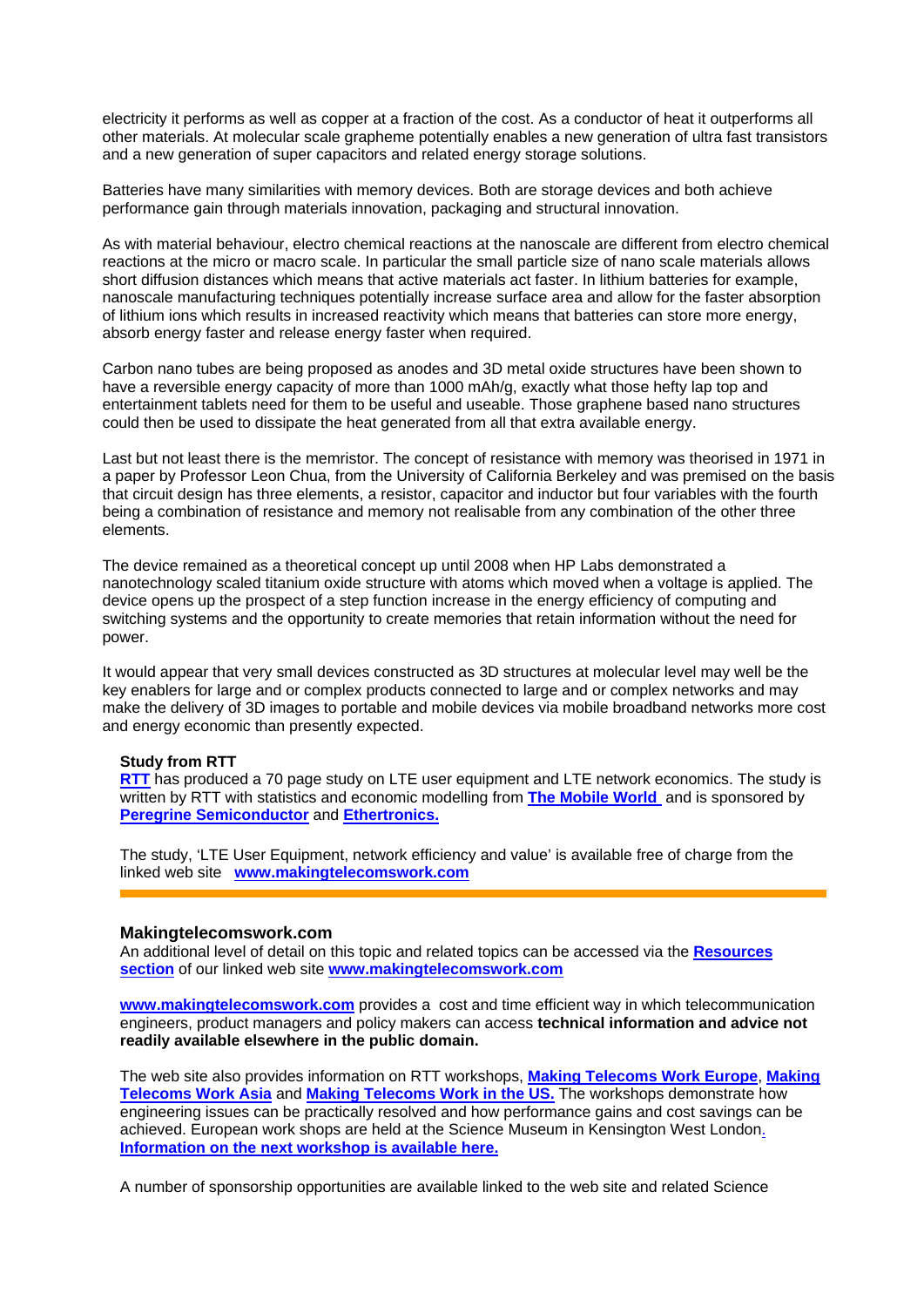electricity it performs as well as copper at a fraction of the cost. As a conductor of heat it outperforms all other materials. At molecular scale grapheme potentially enables a new generation of ultra fast transistors and a new generation of super capacitors and related energy storage solutions.

Batteries have many similarities with memory devices. Both are storage devices and both achieve performance gain through materials innovation, packaging and structural innovation.

As with material behaviour, electro chemical reactions at the nanoscale are different from electro chemical reactions at the micro or macro scale. In particular the small particle size of nano scale materials allows short diffusion distances which means that active materials act faster. In lithium batteries for example, nanoscale manufacturing techniques potentially increase surface area and allow for the faster absorption of lithium ions which results in increased reactivity which means that batteries can store more energy, absorb energy faster and release energy faster when required.

Carbon nano tubes are being proposed as anodes and 3D metal oxide structures have been shown to have a reversible energy capacity of more than 1000 mAh/g, exactly what those hefty lap top and entertainment tablets need for them to be useful and useable. Those graphene based nano structures could then be used to dissipate the heat generated from all that extra available energy.

Last but not least there is the memristor. The concept of resistance with memory was theorised in 1971 in a paper by Professor Leon Chua, from the University of California Berkeley and was premised on the basis that circuit design has three elements, a resistor, capacitor and inductor but four variables with the fourth being a combination of resistance and memory not realisable from any combination of the other three elements.

The device remained as a theoretical concept up until 2008 when HP Labs demonstrated a nanotechnology scaled titanium oxide structure with atoms which moved when a voltage is applied. The device opens up the prospect of a step function increase in the energy efficiency of computing and switching systems and the opportunity to create memories that retain information without the need for power.

It would appear that very small devices constructed as 3D structures at molecular level may well be the key enablers for large and or complex products connected to large and or complex networks and may make the delivery of 3D images to portable and mobile devices via mobile broadband networks more cost and energy economic than presently expected.

**Study from RTT**

**RTT** has produced a 70 page study on LTE user equipment and LTE network economics. The study is written by RTT with statistics and economic modelling from **The Mobile World** and is sponsored by **Peregrine Semiconductor** and **Ethertronics.**

The study, 'LTE User Equipment, network efficiency and value' is available free of charge from the linked web site **www.makingtelecomswork.com**

---

### Makingtelecomswork.com

An additional level of detail on this topic and related topics can be accessed via the **Resources section** of our linked web site **www.makingtelecomswork.com**

**www.makingtelecomswork.com** provides a cost and time efficient way in which telecommunication engineers, product managers and policy makers can access **technical information and advice not readily available elsewhere in the public domain.**

The web site also provides information on RTT workshops, **Making Telecoms Work Europe**, **Making Telecoms Work Asia** and **Making Telecoms Work in the US.** The workshops demonstrate how engineering issues can be practically resolved and how performance gains and cost savings can be achieved. European work shops are held at the Science Museum in Kensington West London. **Information on the next workshop is available here.**

A number of sponsorship opportunities are available linked to the web site and related Science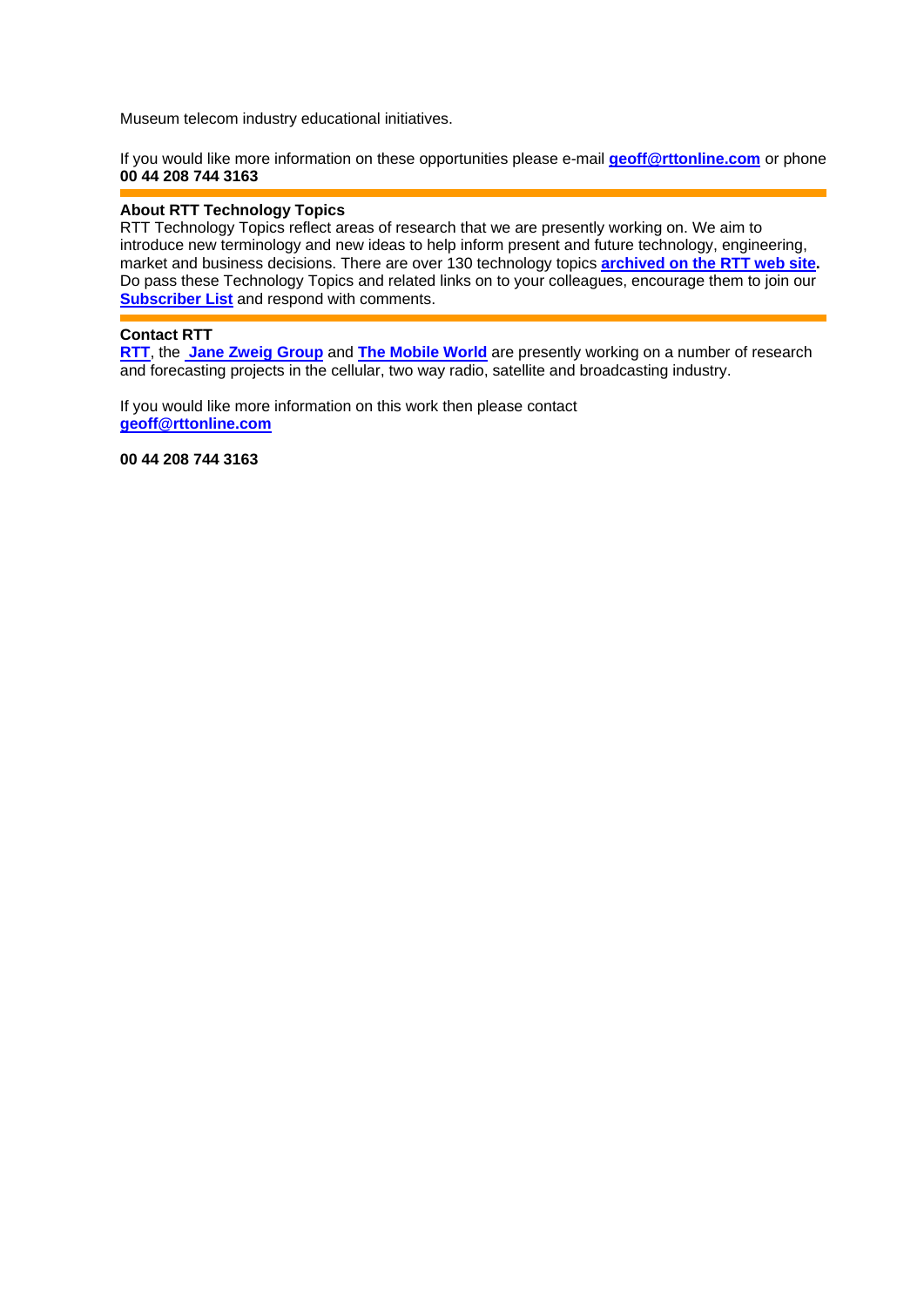Museum telecom industry educational initiatives.

If you would like more information on these opportunities please e-mail **geoff@rttonline.com** or phone **00 44 208 744 3163**

---

**About RTT Technology Topics**
RTT Technology Topics reflect areas of research that we are presently working on. We aim to introduce new terminology and new ideas to help inform present and future technology, engineering, market and business decisions. There are over 130 technology topics **archived on the RTT web site.** Do pass these Technology Topics and related links on to your colleagues, encourage them to join our **Subscriber List** and respond with comments.

---

**Contact RTT**
**RTT**, the **Jane Zweig Group** and **The Mobile World** are presently working on a number of research and forecasting projects in the cellular, two way radio, satellite and broadcasting industry.

If you would like more information on this work then please contact
**geoff@rttonline.com**

**00 44 208 744 3163**